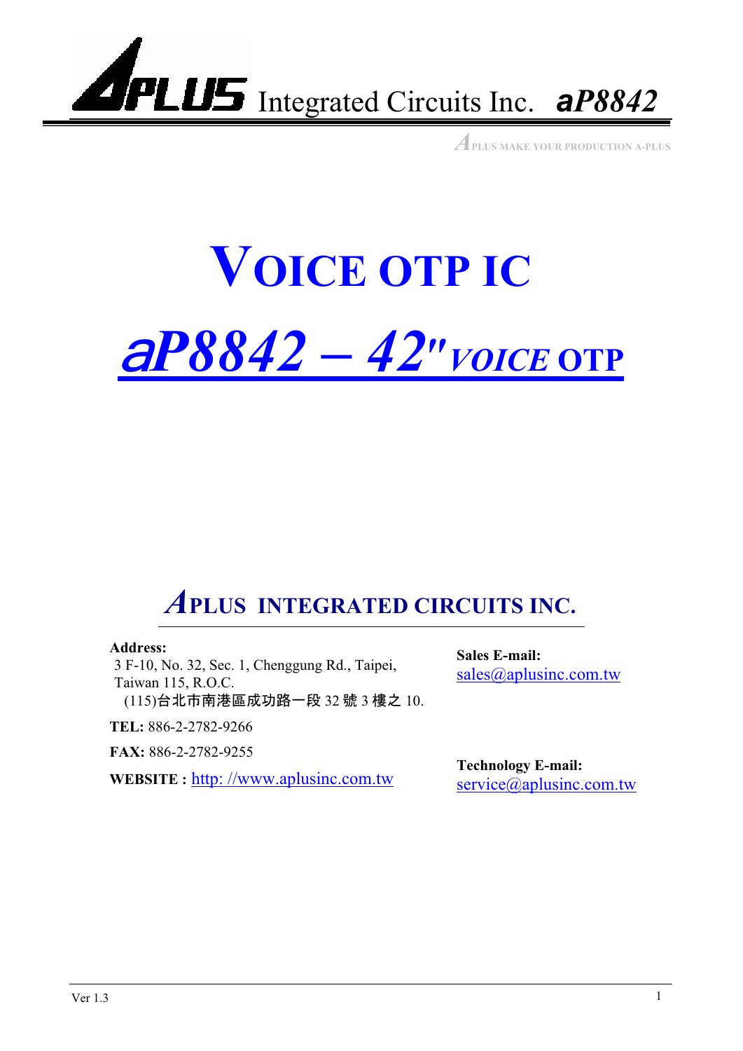APLUS Integrated Circuits Inc. **aP8842**

APLUS MAKE YOUR PRODUCTION A-PLUS

# VOICE OTP IC

# aP8842 – 42" *VOICE* OTP

## APLUS INTEGRATED CIRCUITS INC.

**Address:**
3 F-10, No. 32, Sec. 1, Chenggung Rd., Taipei,
Taiwan 115, R.O.C.
(115)台北市南港區成功路一段 32 號 3 樓之 10.

**TEL:** 886-2-2782-9266

**FAX:** 886-2-2782-9255

**WEBSITE :** http: //www.aplusinc.com.tw

**Sales E-mail:**
sales@aplusinc.com.tw

**Technology E-mail:**
service@aplusinc.com.tw

Ver 1.3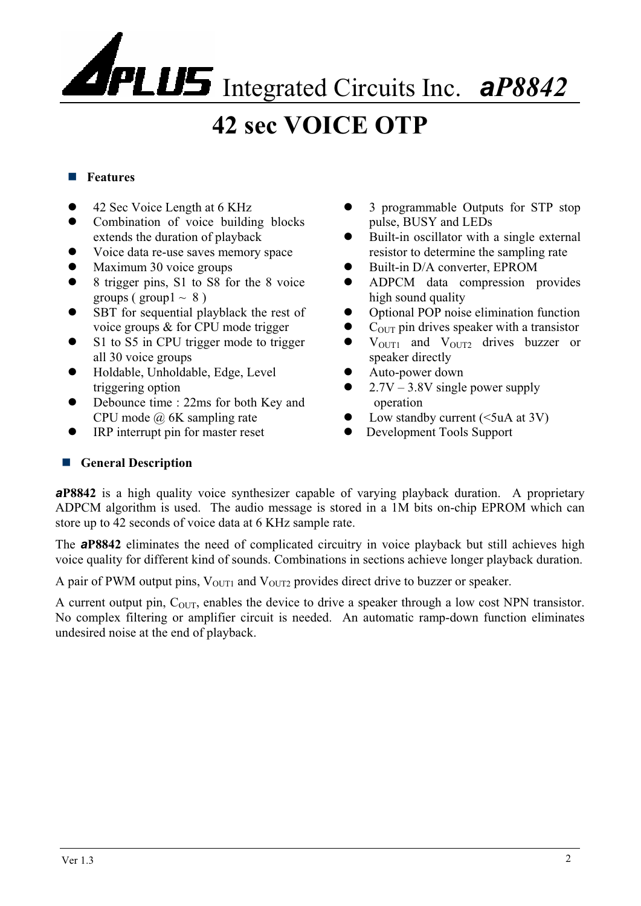# APLUS Integrated Circuits Inc. *aP8842*

# 42 sec VOICE OTP

## Features

- 42 Sec Voice Length at 6 KHz
- Combination of voice building blocks extends the duration of playback
- Voice data re-use saves memory space
- Maximum 30 voice groups
- 8 trigger pins, S1 to S8 for the 8 voice groups ( group1 ~ 8 )
- SBT for sequential playblack the rest of voice groups & for CPU mode trigger
- S1 to S5 in CPU trigger mode to trigger all 30 voice groups
- Holdable, Unholdable, Edge, Level triggering option
- Debounce time : 22ms for both Key and CPU mode @ 6K sampling rate
- IRP interrupt pin for master reset
- 3 programmable Outputs for STP stop pulse, BUSY and LEDs
- Built-in oscillator with a single external resistor to determine the sampling rate
- Built-in D/A converter, EPROM
- ADPCM data compression provides high sound quality
- Optional POP noise elimination function
- $C_{OUT}$ pin drives speaker with a transistor
- $V_{OUT1}$ and $V_{OUT2}$ drives buzzer or speaker directly
- Auto-power down
- 2.7V – 3.8V single power supply operation
- Low standby current (<5uA at 3V)
- Development Tools Support

## General Description

***a*P8842** is a high quality voice synthesizer capable of varying playback duration. A proprietary ADPCM algorithm is used. The audio message is stored in a 1M bits on-chip EPROM which can store up to 42 seconds of voice data at 6 KHz sample rate.

The ***a*P8842** eliminates the need of complicated circuitry in voice playback but still achieves high voice quality for different kind of sounds. Combinations in sections achieve longer playback duration.

A pair of PWM output pins, $V_{OUT1}$ and $V_{OUT2}$ provides direct drive to buzzer or speaker.

A current output pin, $C_{OUT}$, enables the device to drive a speaker through a low cost NPN transistor. No complex filtering or amplifier circuit is needed. An automatic ramp-down function eliminates undesired noise at the end of playback.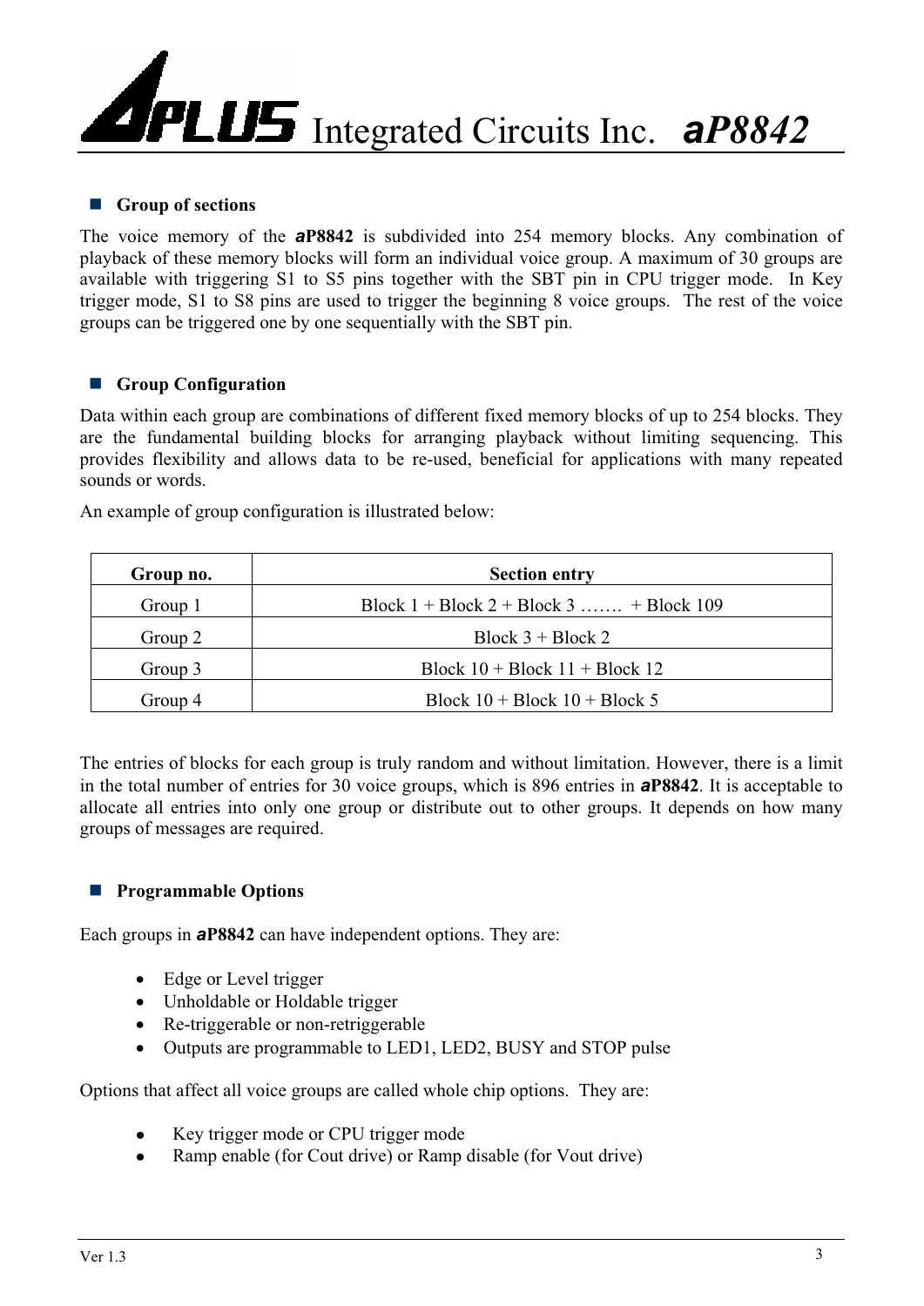## Group of sections

The voice memory of the **aP8842** is subdivided into 254 memory blocks. Any combination of playback of these memory blocks will form an individual voice group. A maximum of 30 groups are available with triggering S1 to S5 pins together with the SBT pin in CPU trigger mode. In Key trigger mode, S1 to S8 pins are used to trigger the beginning 8 voice groups. The rest of the voice groups can be triggered one by one sequentially with the SBT pin.

## Group Configuration

Data within each group are combinations of different fixed memory blocks of up to 254 blocks. They are the fundamental building blocks for arranging playback without limiting sequencing. This provides flexibility and allows data to be re-used, beneficial for applications with many repeated sounds or words.

An example of group configuration is illustrated below:

| Group no. | Section entry |
|---|---|
| Group 1 | Block 1 + Block 2 + Block 3 ……. + Block 109 |
| Group 2 | Block 3 + Block 2 |
| Group 3 | Block 10 + Block 11 + Block 12 |
| Group 4 | Block 10 + Block 10 + Block 5 |

The entries of blocks for each group is truly random and without limitation. However, there is a limit in the total number of entries for 30 voice groups, which is 896 entries in **aP8842**. It is acceptable to allocate all entries into only one group or distribute out to other groups. It depends on how many groups of messages are required.

## Programmable Options

Each groups in **aP8842** can have independent options. They are:

- Edge or Level trigger
- Unholdable or Holdable trigger
- Re-triggerable or non-retriggerable
- Outputs are programmable to LED1, LED2, BUSY and STOP pulse

Options that affect all voice groups are called whole chip options. They are:

- Key trigger mode or CPU trigger mode
- Ramp enable (for Cout drive) or Ramp disable (for Vout drive)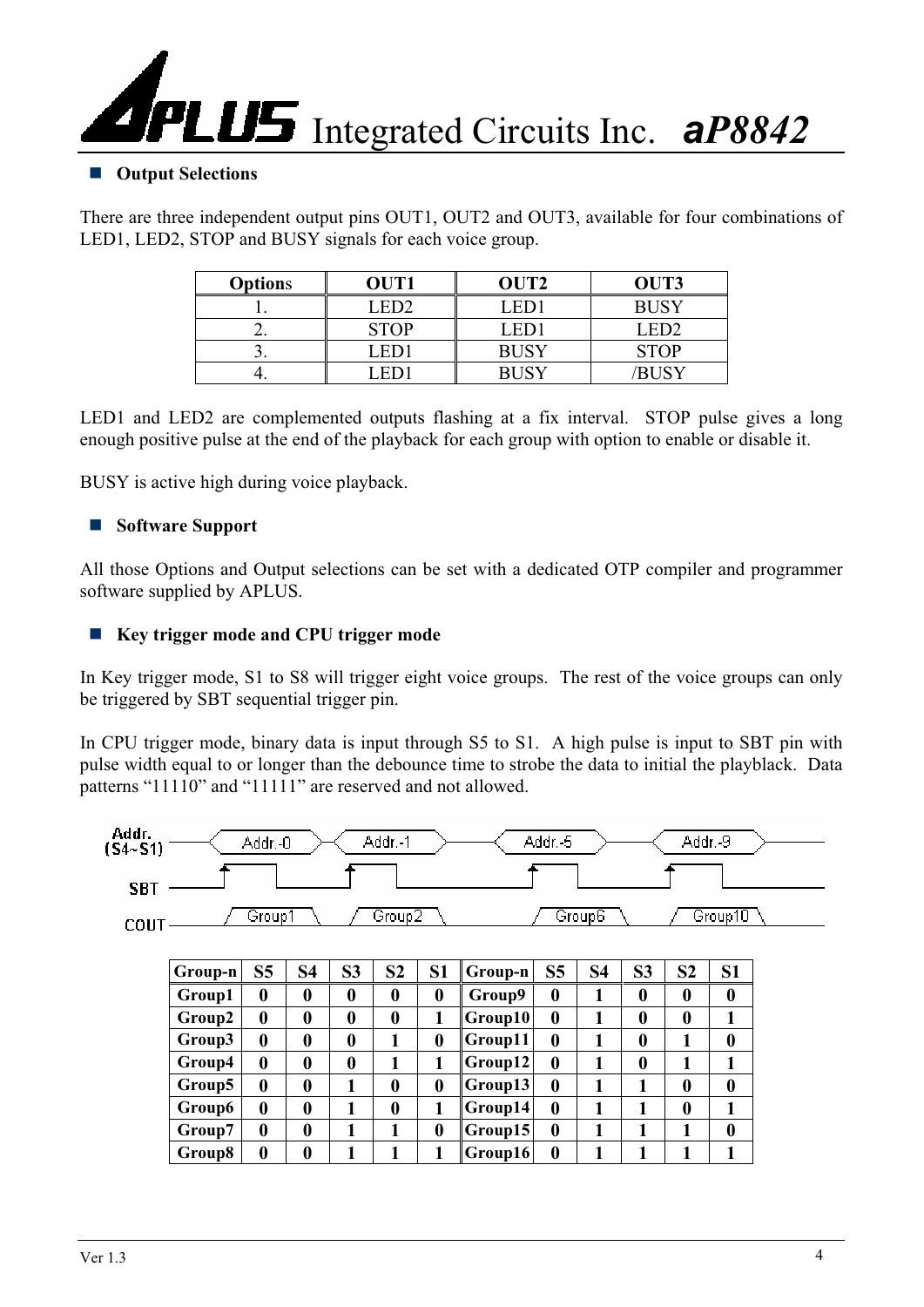- **Output Selections**

There are three independent output pins OUT1, OUT2 and OUT3, available for four combinations of LED1, LED2, STOP and BUSY signals for each voice group.

| Options | OUT1 | OUT2 | OUT3 |
|---|---|---|---|
| 1. | LED2 | LED1 | BUSY |
| 2. | STOP | LED1 | LED2 |
| 3. | LED1 | BUSY | STOP |
| 4. | LED1 | BUSY | /BUSY |

LED1 and LED2 are complemented outputs flashing at a fix interval. STOP pulse gives a long enough positive pulse at the end of the playback for each group with option to enable or disable it.

BUSY is active high during voice playback.

- **Software Support**

All those Options and Output selections can be set with a dedicated OTP compiler and programmer software supplied by APLUS.

- **Key trigger mode and CPU trigger mode**

In Key trigger mode, S1 to S8 will trigger eight voice groups. The rest of the voice groups can only be triggered by SBT sequential trigger pin.

In CPU trigger mode, binary data is input through S5 to S1. A high pulse is input to SBT pin with pulse width equal to or longer than the debounce time to strobe the data to initial the playblack. Data patterns "11110" and "11111" are reserved and not allowed.

| Group-n | S5 | S4 | S3 | S2 | S1 | Group-n | S5 | S4 | S3 | S2 | S1 |
|---|---|---|---|---|---|---|---|---|---|---|---|
| **Group1** | **0** | **0** | **0** | **0** | **0** | **Group9** | **0** | **1** | **0** | **0** | **0** |
| **Group2** | **0** | **0** | **0** | **0** | **1** | **Group10** | **0** | **1** | **0** | **0** | **1** |
| **Group3** | **0** | **0** | **0** | **1** | **0** | **Group11** | **0** | **1** | **0** | **1** | **0** |
| **Group4** | **0** | **0** | **0** | **1** | **1** | **Group12** | **0** | **1** | **0** | **1** | **1** |
| **Group5** | **0** | **0** | **1** | **0** | **0** | **Group13** | **0** | **1** | **1** | **0** | **0** |
| **Group6** | **0** | **0** | **1** | **0** | **1** | **Group14** | **0** | **1** | **1** | **0** | **1** |
| **Group7** | **0** | **0** | **1** | **1** | **0** | **Group15** | **0** | **1** | **1** | **1** | **0** |
| **Group8** | **0** | **0** | **1** | **1** | **1** | **Group16** | **0** | **1** | **1** | **1** | **1** |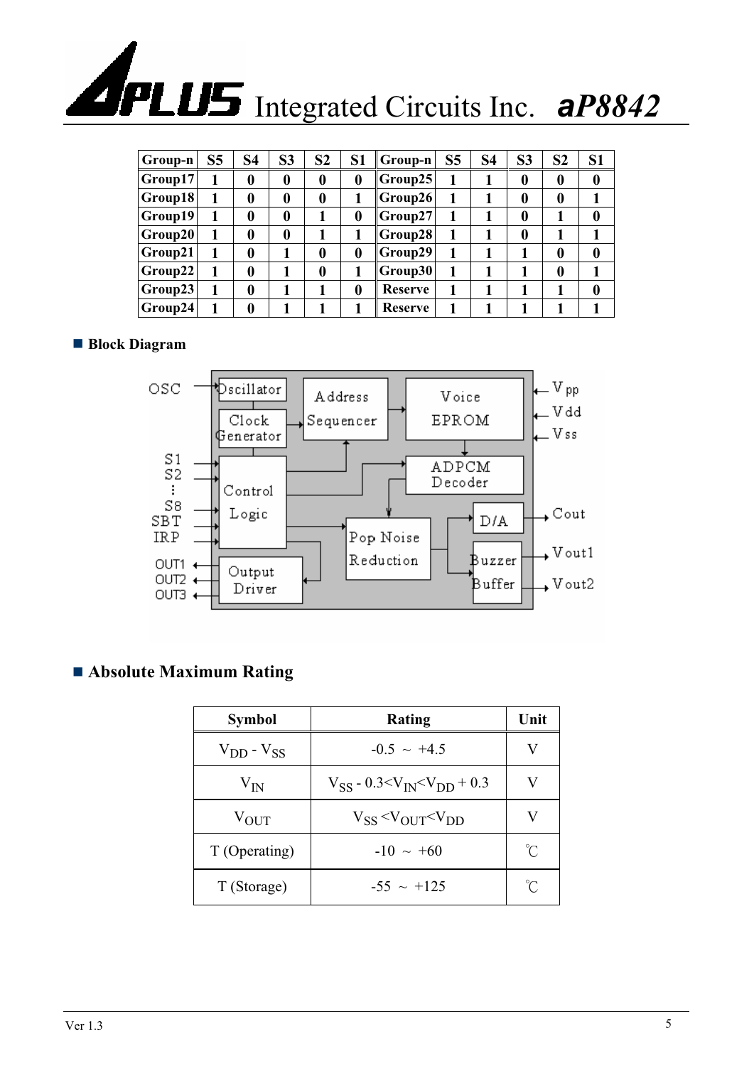| Group-n | S5 | S4 | S3 | S2 | S1 | Group-n | S5 | S4 | S3 | S2 | S1 |
|---|---|---|---|---|---|---|---|---|---|---|---|
| Group17 | 1 | 0 | 0 | 0 | 0 | Group25 | 1 | 1 | 0 | 0 | 0 |
| Group18 | 1 | 0 | 0 | 0 | 1 | Group26 | 1 | 1 | 0 | 0 | 1 |
| Group19 | 1 | 0 | 0 | 1 | 0 | Group27 | 1 | 1 | 0 | 1 | 0 |
| Group20 | 1 | 0 | 0 | 1 | 1 | Group28 | 1 | 1 | 0 | 1 | 1 |
| Group21 | 1 | 0 | 1 | 0 | 0 | Group29 | 1 | 1 | 1 | 0 | 0 |
| Group22 | 1 | 0 | 1 | 0 | 1 | Group30 | 1 | 1 | 1 | 0 | 1 |
| Group23 | 1 | 0 | 1 | 1 | 0 | Reserve | 1 | 1 | 1 | 1 | 0 |
| Group24 | 1 | 0 | 1 | 1 | 1 | Reserve | 1 | 1 | 1 | 1 | 1 |

## ■ Block Diagram

OSC, S1, S2, ⋮, S8, SBT, IRP, OUT1, OUT2, OUT3, Oscillator, Clock Generator, Control Logic, Output Driver, Address Sequencer, Voice EPROM, ADPCM Decoder, Pop Noise Reduction, D/A, Buzzer Buffer, $V_{pp}$, Vdd, Vss, Cout, Vout1, Vout2

## ■ Absolute Maximum Rating

| Symbol | Rating | Unit |
|---|---|---|
| $V_{DD}$ - $V_{SS}$ | -0.5 ~ +4.5 | V |
| $V_{IN}$ | $V_{SS}$ - 0.3<$V_{IN}$<$V_{DD}$ + 0.3 | V |
| $V_{OUT}$ | $V_{SS}$ <$V_{OUT}$<$V_{DD}$ | V |
| T (Operating) | -10 ~ +60 | ℃ |
| T (Storage) | -55 ~ +125 | ℃ |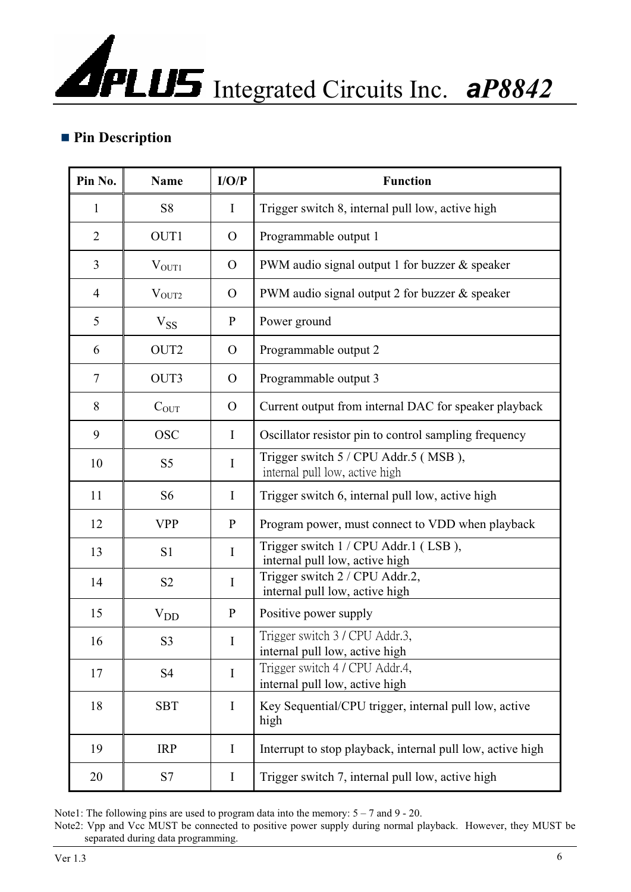## Pin Description

| Pin No. | Name | I/O/P | Function |
|---|---|---|---|
| 1 | S8 | I | Trigger switch 8, internal pull low, active high |
| 2 | OUT1 | O | Programmable output 1 |
| 3 | $V_{OUT1}$ | O | PWM audio signal output 1 for buzzer & speaker |
| 4 | $V_{OUT2}$ | O | PWM audio signal output 2 for buzzer & speaker |
| 5 | $V_{SS}$ | P | Power ground |
| 6 | OUT2 | O | Programmable output 2 |
| 7 | OUT3 | O | Programmable output 3 |
| 8 | $C_{OUT}$ | O | Current output from internal DAC for speaker playback |
| 9 | OSC | I | Oscillator resistor pin to control sampling frequency |
| 10 | S5 | I | Trigger switch 5 / CPU Addr.5 ( MSB ), internal pull low, active high |
| 11 | S6 | I | Trigger switch 6, internal pull low, active high |
| 12 | VPP | P | Program power, must connect to VDD when playback |
| 13 | S1 | I | Trigger switch 1 / CPU Addr.1 ( LSB ), internal pull low, active high |
| 14 | S2 | I | Trigger switch 2 / CPU Addr.2, internal pull low, active high |
| 15 | $V_{DD}$ | P | Positive power supply |
| 16 | S3 | I | Trigger switch 3 / CPU Addr.3, internal pull low, active high |
| 17 | S4 | I | Trigger switch 4 / CPU Addr.4, internal pull low, active high |
| 18 | SBT | I | Key Sequential/CPU trigger, internal pull low, active high |
| 19 | IRP | I | Interrupt to stop playback, internal pull low, active high |
| 20 | S7 | I | Trigger switch 7, internal pull low, active high |

Note1: The following pins are used to program data into the memory: 5 – 7 and 9 - 20.

Note2: Vpp and Vcc MUST be connected to positive power supply during normal playback. However, they MUST be separated during data programming.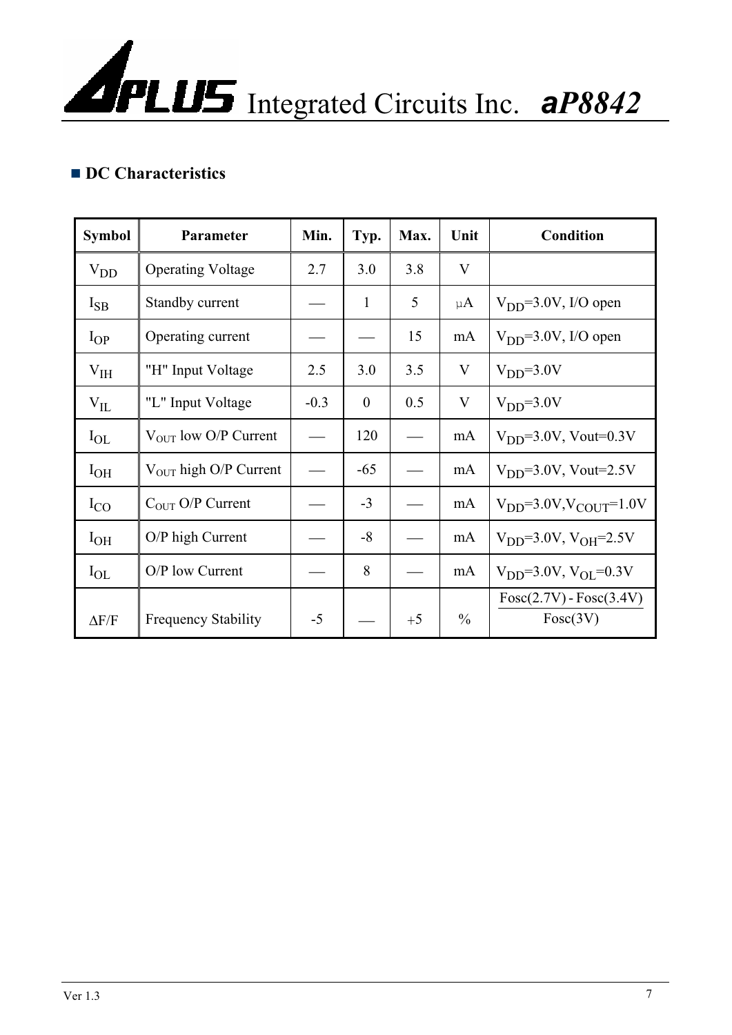## ■ DC Characteristics

| Symbol | Parameter | Min. | Typ. | Max. | Unit | Condition |
|---|---|---|---|---|---|---|
| $V_{DD}$ | Operating Voltage | 2.7 | 3.0 | 3.8 | V | |
| $I_{SB}$ | Standby current | — | 1 | 5 | μA | $V_{DD}$=3.0V, I/O open |
| $I_{OP}$ | Operating current | — | — | 15 | mA | $V_{DD}$=3.0V, I/O open |
| $V_{IH}$ | "H" Input Voltage | 2.5 | 3.0 | 3.5 | V | $V_{DD}$=3.0V |
| $V_{IL}$ | "L" Input Voltage | -0.3 | 0 | 0.5 | V | $V_{DD}$=3.0V |
| $I_{OL}$ | $V_{OUT}$ low O/P Current | — | 120 | — | mA | $V_{DD}$=3.0V, Vout=0.3V |
| $I_{OH}$ | $V_{OUT}$ high O/P Current | — | -65 | — | mA | $V_{DD}$=3.0V, Vout=2.5V |
| $I_{CO}$ | $C_{OUT}$ O/P Current | — | -3 | — | mA | $V_{DD}$=3.0V,$V_{COUT}$=1.0V |
| $I_{OH}$ | O/P high Current | — | -8 | — | mA | $V_{DD}$=3.0V, $V_{OH}$=2.5V |
| $I_{OL}$ | O/P low Current | — | 8 | — | mA | $V_{DD}$=3.0V, $V_{OL}$=0.3V |
| $\Delta F/F$ | Frequency Stability | -5 | — | +5 | % | $\frac{Fosc(2.7V) - Fosc(3.4V)}{Fosc(3V)}$ |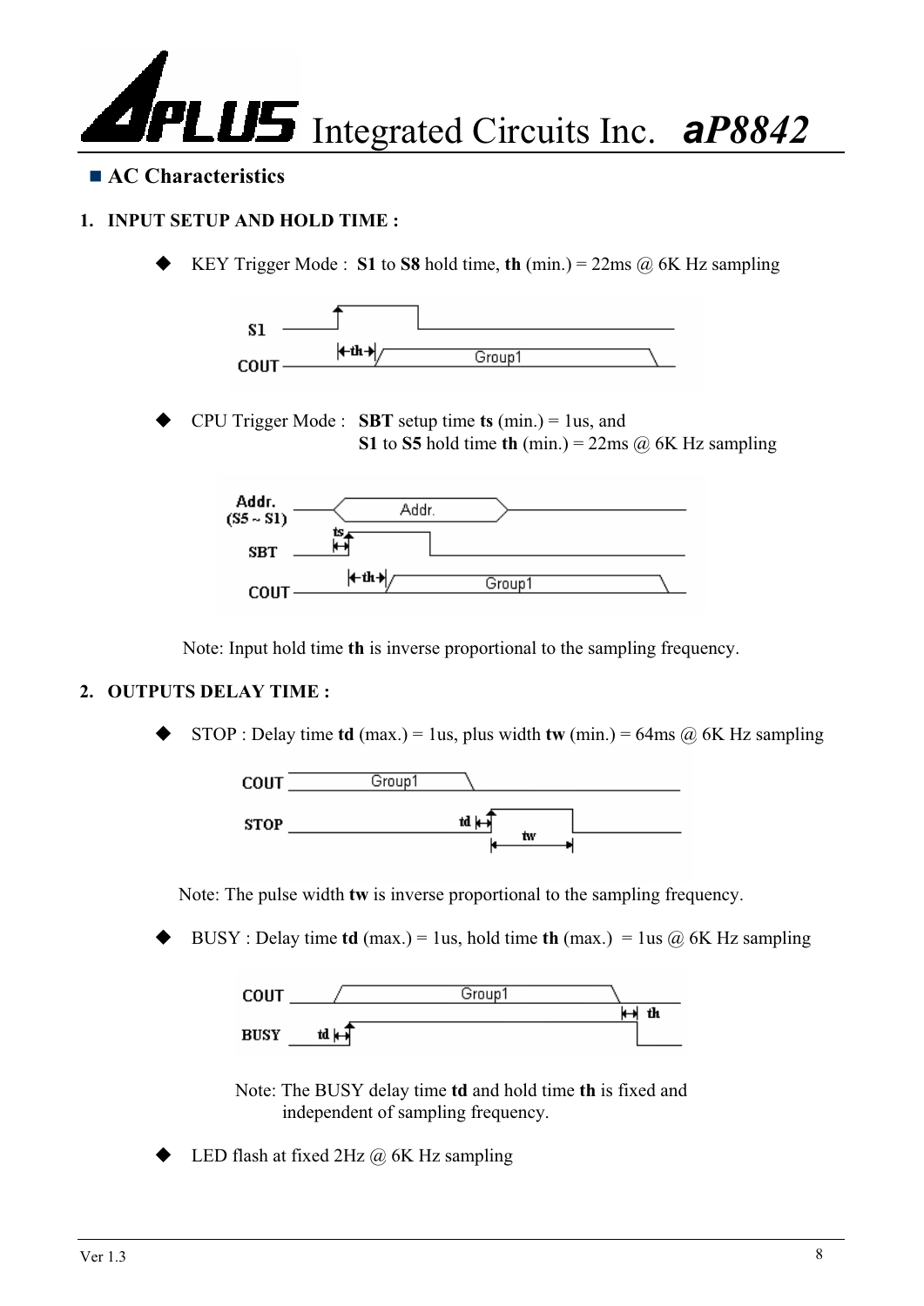## AC Characteristics

### 1. INPUT SETUP AND HOLD TIME :

- KEY Trigger Mode : **S1** to **S8** hold time, **th** (min.) = 22ms @ 6K Hz sampling

- CPU Trigger Mode : **SBT** setup time **ts** (min.) = 1us, and
  **S1** to **S5** hold time **th** (min.) = 22ms @ 6K Hz sampling

Note: Input hold time **th** is inverse proportional to the sampling frequency.

### 2. OUTPUTS DELAY TIME :

- STOP : Delay time **td** (max.) = 1us, plus width **tw** (min.) = 64ms @ 6K Hz sampling

Note: The pulse width **tw** is inverse proportional to the sampling frequency.

- BUSY : Delay time **td** (max.) = 1us, hold time **th** (max.) = 1us @ 6K Hz sampling

Note: The BUSY delay time **td** and hold time **th** is fixed and independent of sampling frequency.

- LED flash at fixed 2Hz @ 6K Hz sampling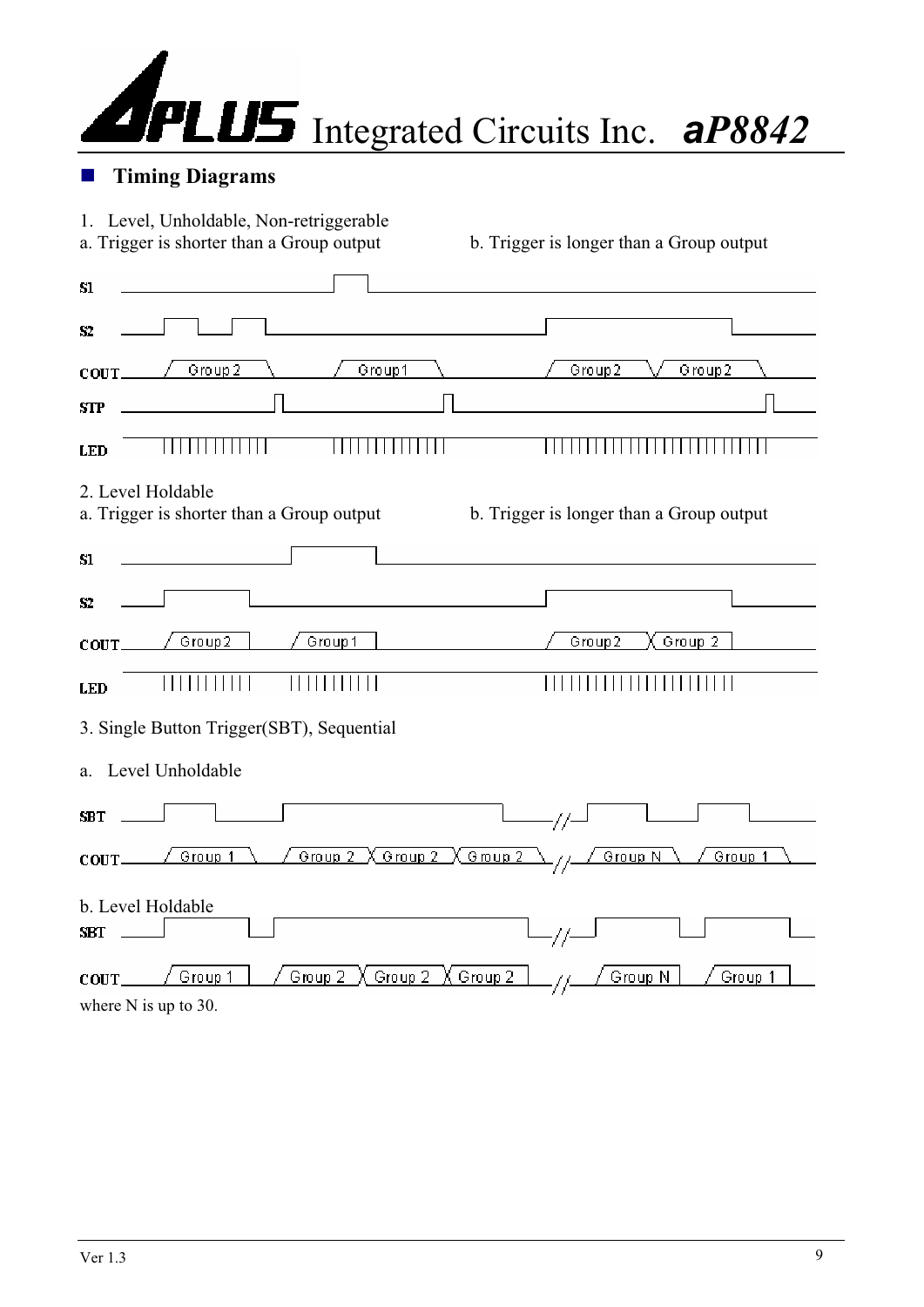## Timing Diagrams

1. Level, Unholdable, Non-retriggerable

a. Trigger is shorter than a Group output

b. Trigger is longer than a Group output

2. Level Holdable

a. Trigger is shorter than a Group output

b. Trigger is longer than a Group output

3. Single Button Trigger(SBT), Sequential

a. Level Unholdable

b. Level Holdable

where N is up to 30.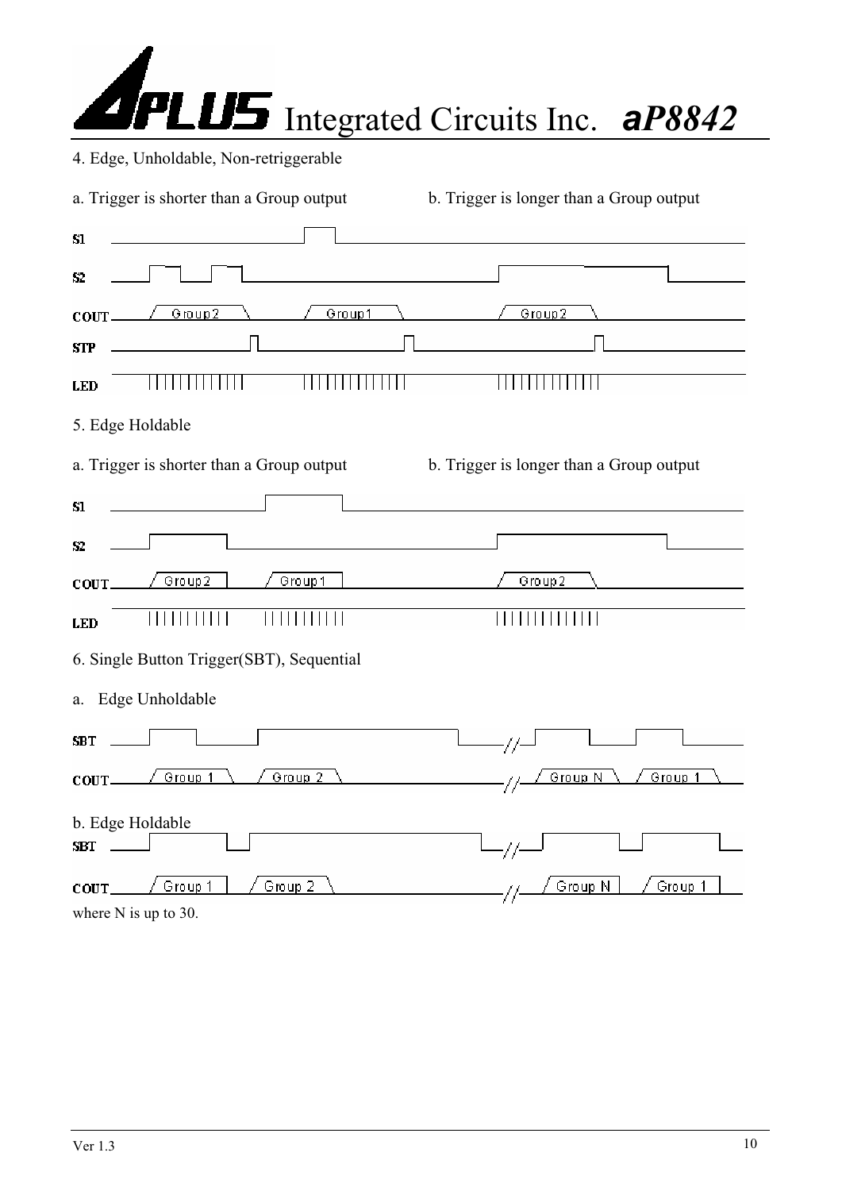4. Edge, Unholdable, Non-retriggerable

a. Trigger is shorter than a Group output

b. Trigger is longer than a Group output

S1

S2

COUT Group2 Group1 Group2

STP

LED

5. Edge Holdable

a. Trigger is shorter than a Group output

b. Trigger is longer than a Group output

S1

S2

COUT Group2 Group1 Group2

LED

6. Single Button Trigger(SBT), Sequential

a. Edge Unholdable

SBT

COUT Group 1 Group 2 Group N Group 1

b. Edge Holdable

SBT

COUT Group 1 Group 2 Group N Group 1

where N is up to 30.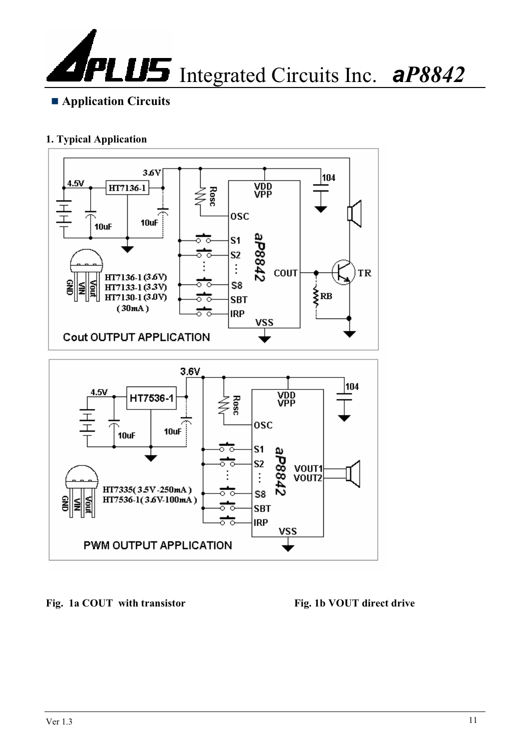## Application Circuits

**1. Typical Application**

**Fig. 1a COUT with transistor** **Fig. 1b VOUT direct drive**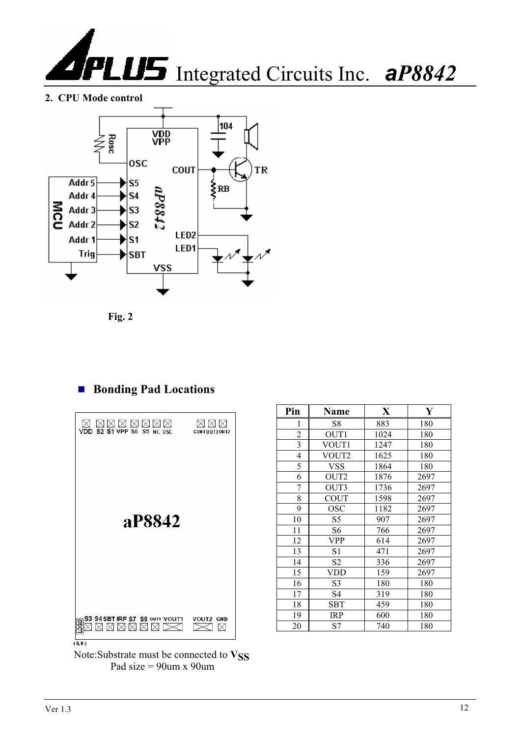## 2. CPU Mode control

Fig. 2

## Bonding Pad Locations

| Pin | Name | X | Y |
|---|---|---|---|
| 1 | S8 | 883 | 180 |
| 2 | OUT1 | 1024 | 180 |
| 3 | VOUT1 | 1247 | 180 |
| 4 | VOUT2 | 1625 | 180 |
| 5 | VSS | 1864 | 180 |
| 6 | OUT2 | 1876 | 2697 |
| 7 | OUT3 | 1736 | 2697 |
| 8 | COUT | 1598 | 2697 |
| 9 | OSC | 1182 | 2697 |
| 10 | S5 | 907 | 2697 |
| 11 | S6 | 766 | 2697 |
| 12 | VPP | 614 | 2697 |
| 13 | S1 | 471 | 2697 |
| 14 | S2 | 336 | 2697 |
| 15 | VDD | 159 | 2697 |
| 16 | S3 | 180 | 180 |
| 17 | S4 | 319 | 180 |
| 18 | SBT | 459 | 180 |
| 19 | IRP | 600 | 180 |
| 20 | S7 | 740 | 180 |

Note:Substrate must be connected to $V_{SS}$

Pad size = 90um x 90um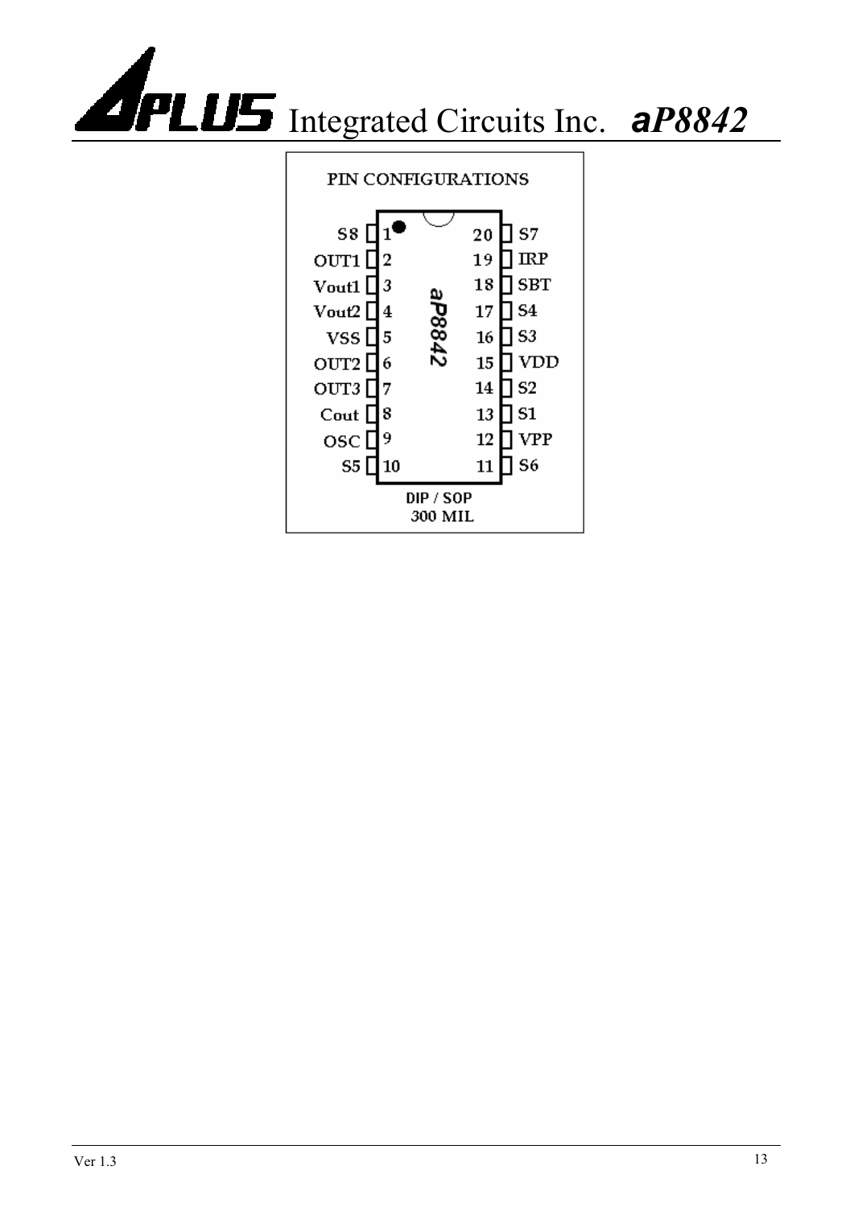## PIN CONFIGURATIONS

| Pin | Name | Pin | Name |
|---|---|---|---|
| 1 | S8 | 20 | S7 |
| 2 | OUT1 | 19 | IRP |
| 3 | Vout1 | 18 | SBT |
| 4 | Vout2 | 17 | S4 |
| 5 | VSS | 16 | S3 |
| 6 | OUT2 | 15 | VDD |
| 7 | OUT3 | 14 | S2 |
| 8 | Cout | 13 | S1 |
| 9 | OSC | 12 | VPP |
| 10 | S5 | 11 | S6 |

aP8842

DIP / SOP
300 MIL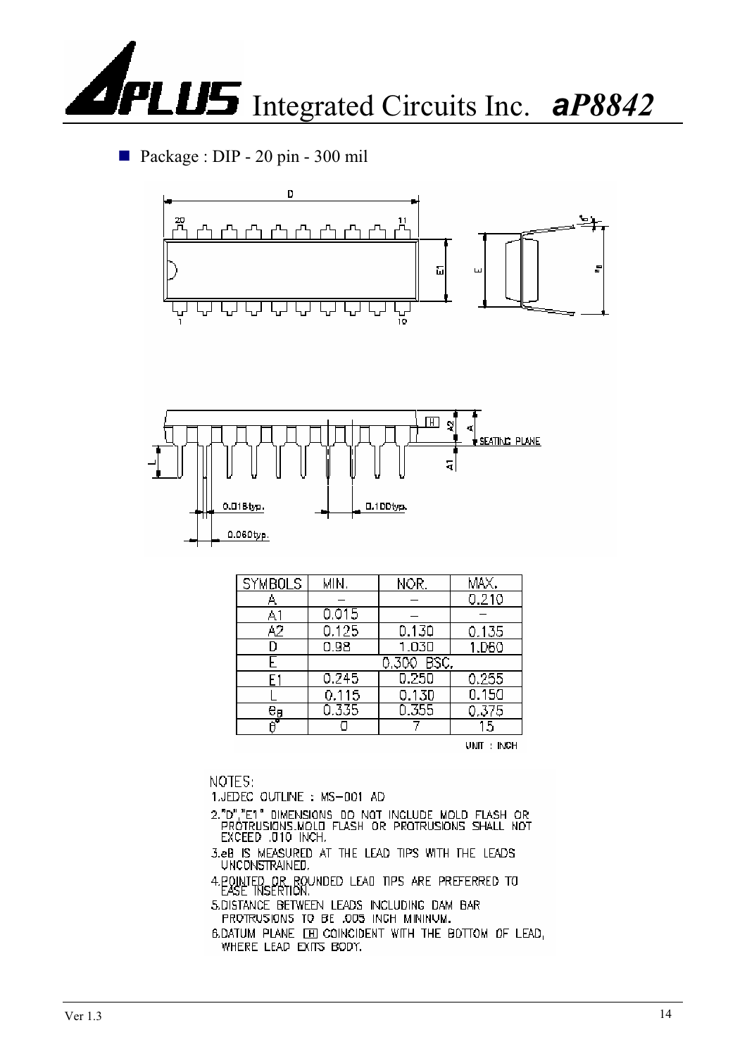■ Package : DIP - 20 pin - 300 mil

D
20
11
1
10
E1
E
θ°
eB
H
A2
A
SEATING PLANE
A1
L
0.018typ.
0.100typ.
0.060typ.

| SYMBOLS | MIN. | NOR. | MAX. |
|---|---|---|---|
| A | – | – | 0.210 |
| A1 | 0.015 | – | – |
| A2 | 0.125 | 0.130 | 0.135 |
| D | 0.98 | 1.030 | 1.060 |
| E | 0.300 BSC. | | |
| E1 | 0.245 | 0.250 | 0.255 |
| L | 0.115 | 0.130 | 0.150 |
| $e_B$ | 0.335 | 0.355 | 0.375 |
| θ° | 0 | 7 | 15 |

UNIT : INCH

NOTES:

1. JEDEC OUTLINE : MS-001 AD
2. "D","E1" DIMENSIONS DO NOT INCLUDE MOLD FLASH OR PROTRUSIONS.MOLD FLASH OR PROTRUSIONS SHALL NOT EXCEED .010 INCH.
3. eB IS MEASURED AT THE LEAD TIPS WITH THE LEADS UNCONSTRAINED.
4. POINTED OR ROUNDED LEAD TIPS ARE PREFERRED TO EASE INSERTION.
5. DISTANCE BETWEEN LEADS INCLUDING DAM BAR PROTRUSIONS TO BE .005 INCH MINIMUM.
6. DATUM PLANE H COINCIDENT WITH THE BOTTOM OF LEAD, WHERE LEAD EXITS BODY.